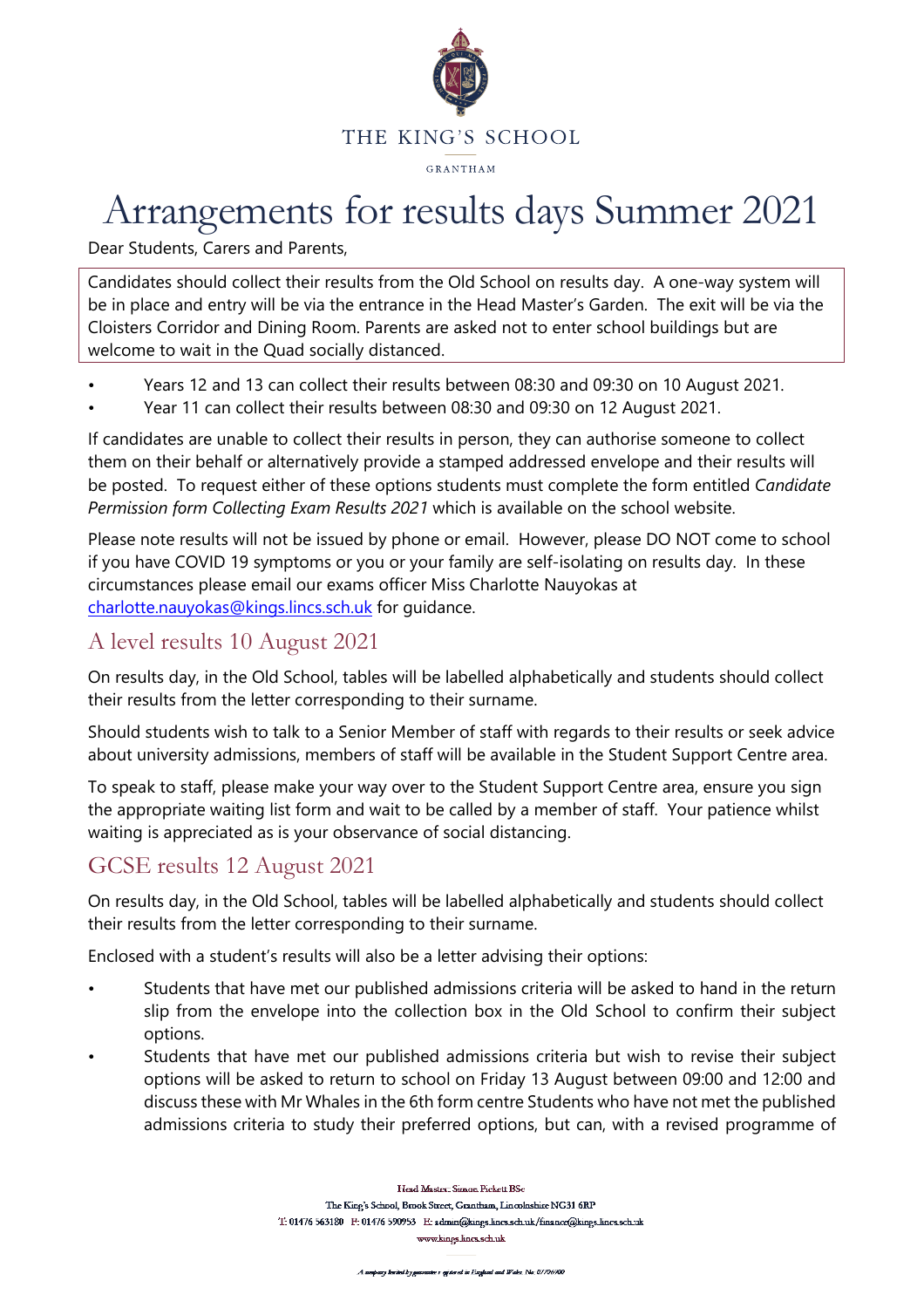THE KING'S SCHOOL

GRANTHAM

# Arrangements for results days Summer 2021

Dear Students, Carers and Parents,

Candidates should collect their results from the Old School on results day. A one-way system will be in place and entry will be via the entrance in the Head Master's Garden. The exit will be via the Cloisters Corridor and Dining Room. Parents are asked not to enter school buildings but are welcome to wait in the Quad socially distanced.

- Years 12 and 13 can collect their results between 08:30 and 09:30 on 10 August 2021.
- Year 11 can collect their results between 08:30 and 09:30 on 12 August 2021.

If candidates are unable to collect their results in person, they can authorise someone to collect them on their behalf or alternatively provide a stamped addressed envelope and their results will be posted. To request either of these options students must complete the form entitled *Candidate Permission form Collecting Exam Results 2021* which is available on the school website.

Please note results will not be issued by phone or email. However, please DO NOT come to school if you have COVID 19 symptoms or you or your family are self-isolating on results day. In these circumstances please email our exams officer Miss Charlotte Nauyokas at charlotte.nauyokas@kings.lincs.sch.uk for guidance.

## A level results 10 August 2021

On results day, in the Old School, tables will be labelled alphabetically and students should collect their results from the letter corresponding to their surname.

Should students wish to talk to a Senior Member of staff with regards to their results or seek advice about university admissions, members of staff will be available in the Student Support Centre area.

To speak to staff, please make your way over to the Student Support Centre area, ensure you sign the appropriate waiting list form and wait to be called by a member of staff. Your patience whilst waiting is appreciated as is your observance of social distancing.

## GCSE results 12 August 2021

On results day, in the Old School, tables will be labelled alphabetically and students should collect their results from the letter corresponding to their surname.

Enclosed with a student's results will also be a letter advising their options:

- Students that have met our published admissions criteria will be asked to hand in the return slip from the envelope into the collection box in the Old School to confirm their subject options.
- Students that have met our published admissions criteria but wish to revise their subject options will be asked to return to school on Friday 13 August between 09:00 and 12:00 and discuss these with Mr Whales in the 6th form centre Students who have not met the published admissions criteria to study their preferred options, but can, with a revised programme of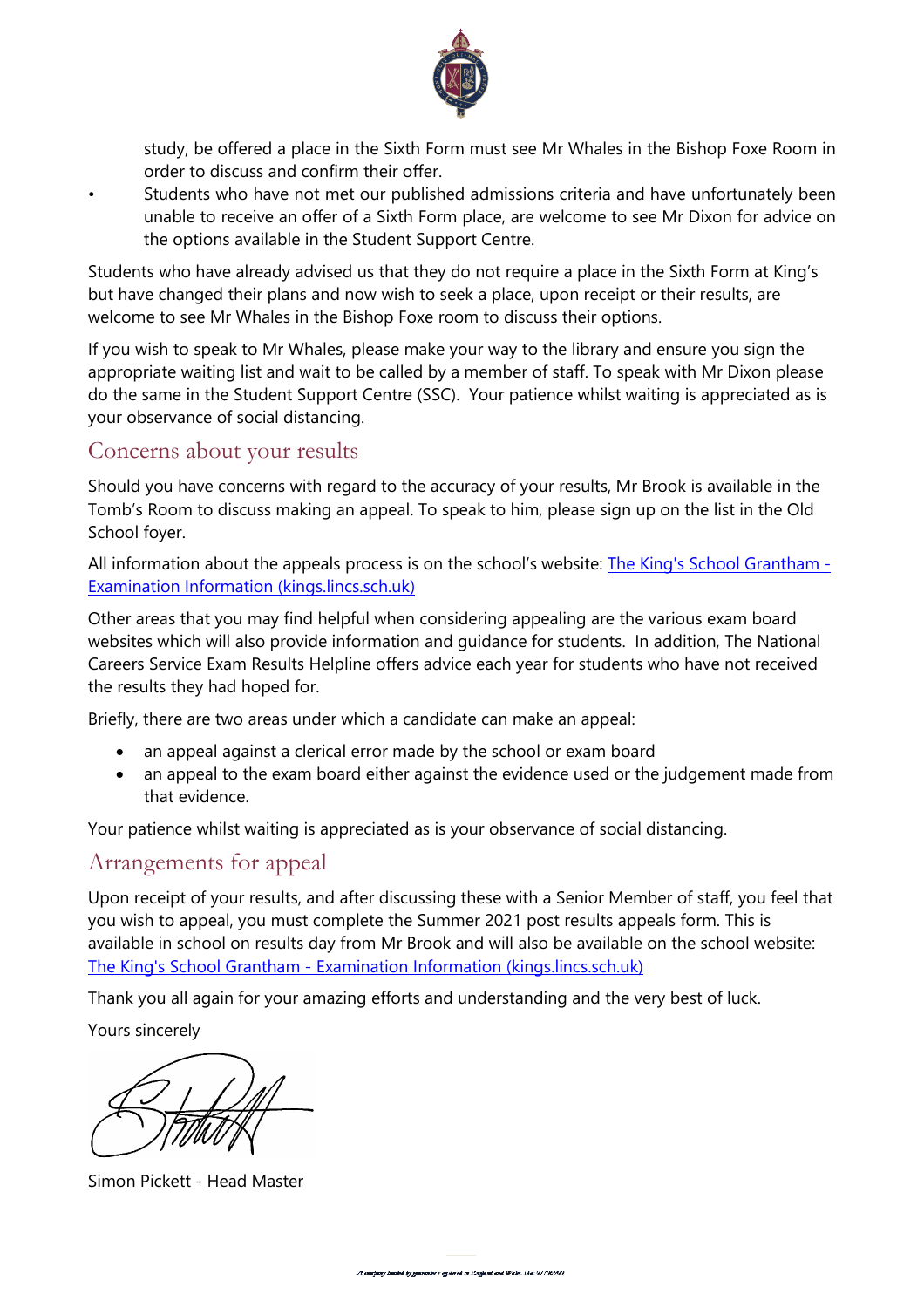study, be offered a place in the Sixth Form must see Mr Whales in the Bishop Foxe Room in order to discuss and confirm their offer.

- Students who have not met our published admissions criteria and have unfortunately been unable to receive an offer of a Sixth Form place, are welcome to see Mr Dixon for advice on the options available in the Student Support Centre.

Students who have already advised us that they do not require a place in the Sixth Form at King's but have changed their plans and now wish to seek a place, upon receipt or their results, are welcome to see Mr Whales in the Bishop Foxe room to discuss their options.

If you wish to speak to Mr Whales, please make your way to the library and ensure you sign the appropriate waiting list and wait to be called by a member of staff. To speak with Mr Dixon please do the same in the Student Support Centre (SSC). Your patience whilst waiting is appreciated as is your observance of social distancing.

## Concerns about your results

Should you have concerns with regard to the accuracy of your results, Mr Brook is available in the Tomb's Room to discuss making an appeal. To speak to him, please sign up on the list in the Old School foyer.

All information about the appeals process is on the school's website: The King's School Grantham - Examination Information (kings.lincs.sch.uk)

Other areas that you may find helpful when considering appealing are the various exam board websites which will also provide information and guidance for students. In addition, The National Careers Service Exam Results Helpline offers advice each year for students who have not received the results they had hoped for.

Briefly, there are two areas under which a candidate can make an appeal:

- an appeal against a clerical error made by the school or exam board
- an appeal to the exam board either against the evidence used or the judgement made from that evidence.

Your patience whilst waiting is appreciated as is your observance of social distancing.

## Arrangements for appeal

Upon receipt of your results, and after discussing these with a Senior Member of staff, you feel that you wish to appeal, you must complete the Summer 2021 post results appeals form. This is available in school on results day from Mr Brook and will also be available on the school website: The King's School Grantham - Examination Information (kings.lincs.sch.uk)

Thank you all again for your amazing efforts and understanding and the very best of luck.

Yours sincerely

Simon Pickett - Head Master